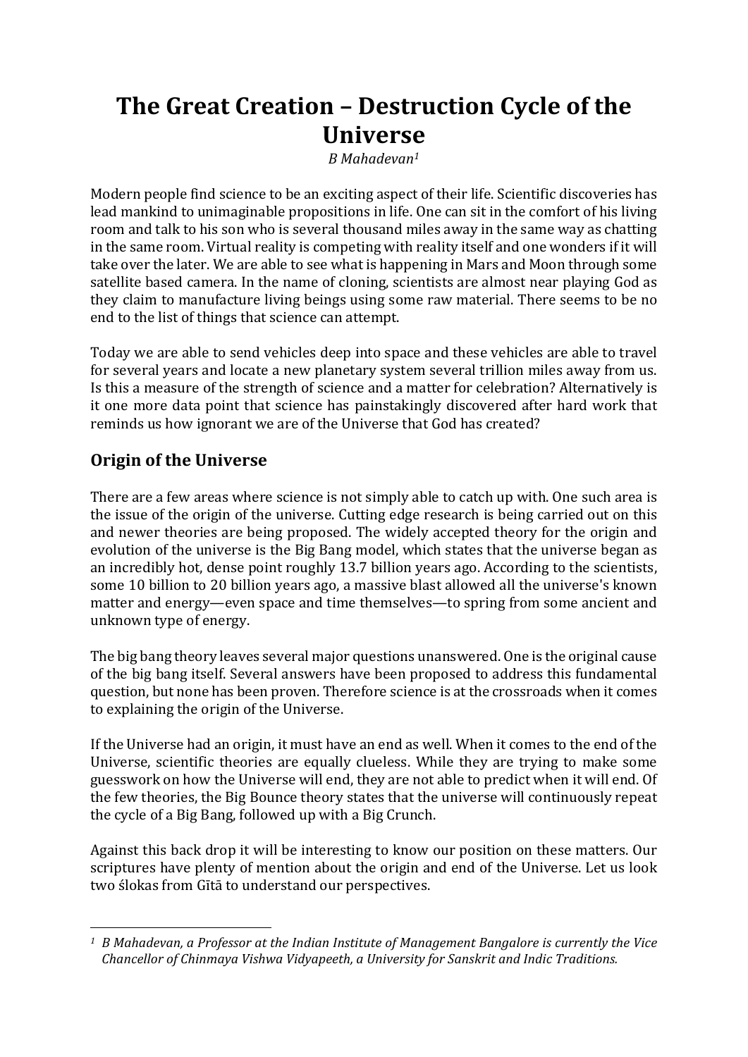# The Great Creation – Destruction Cycle of the Universe

*B Mahadevan*[1]

Modern people find science to be an exciting aspect of their life. Scientific discoveries has lead mankind to unimaginable propositions in life. One can sit in the comfort of his living room and talk to his son who is several thousand miles away in the same way as chatting in the same room. Virtual reality is competing with reality itself and one wonders if it will take over the later. We are able to see what is happening in Mars and Moon through some satellite based camera. In the name of cloning, scientists are almost near playing God as they claim to manufacture living beings using some raw material. There seems to be no end to the list of things that science can attempt.

Today we are able to send vehicles deep into space and these vehicles are able to travel for several years and locate a new planetary system several trillion miles away from us. Is this a measure of the strength of science and a matter for celebration? Alternatively is it one more data point that science has painstakingly discovered after hard work that reminds us how ignorant we are of the Universe that God has created?

## Origin of the Universe

There are a few areas where science is not simply able to catch up with. One such area is the issue of the origin of the universe. Cutting edge research is being carried out on this and newer theories are being proposed. The widely accepted theory for the origin and evolution of the universe is the Big Bang model, which states that the universe began as an incredibly hot, dense point roughly 13.7 billion years ago. According to the scientists, some 10 billion to 20 billion years ago, a massive blast allowed all the universe's known matter and energy—even space and time themselves—to spring from some ancient and unknown type of energy.

The big bang theory leaves several major questions unanswered. One is the original cause of the big bang itself. Several answers have been proposed to address this fundamental question, but none has been proven. Therefore science is at the crossroads when it comes to explaining the origin of the Universe.

If the Universe had an origin, it must have an end as well. When it comes to the end of the Universe, scientific theories are equally clueless. While they are trying to make some guesswork on how the Universe will end, they are not able to predict when it will end. Of the few theories, the Big Bounce theory states that the universe will continuously repeat the cycle of a Big Bang, followed up with a Big Crunch.

Against this back drop it will be interesting to know our position on these matters. Our scriptures have plenty of mention about the origin and end of the Universe. Let us look two ślokas from Gītā to understand our perspectives.

---

[1] *B Mahadevan, a Professor at the Indian Institute of Management Bangalore is currently the Vice Chancellor of Chinmaya Vishwa Vidyapeeth, a University for Sanskrit and Indic Traditions.*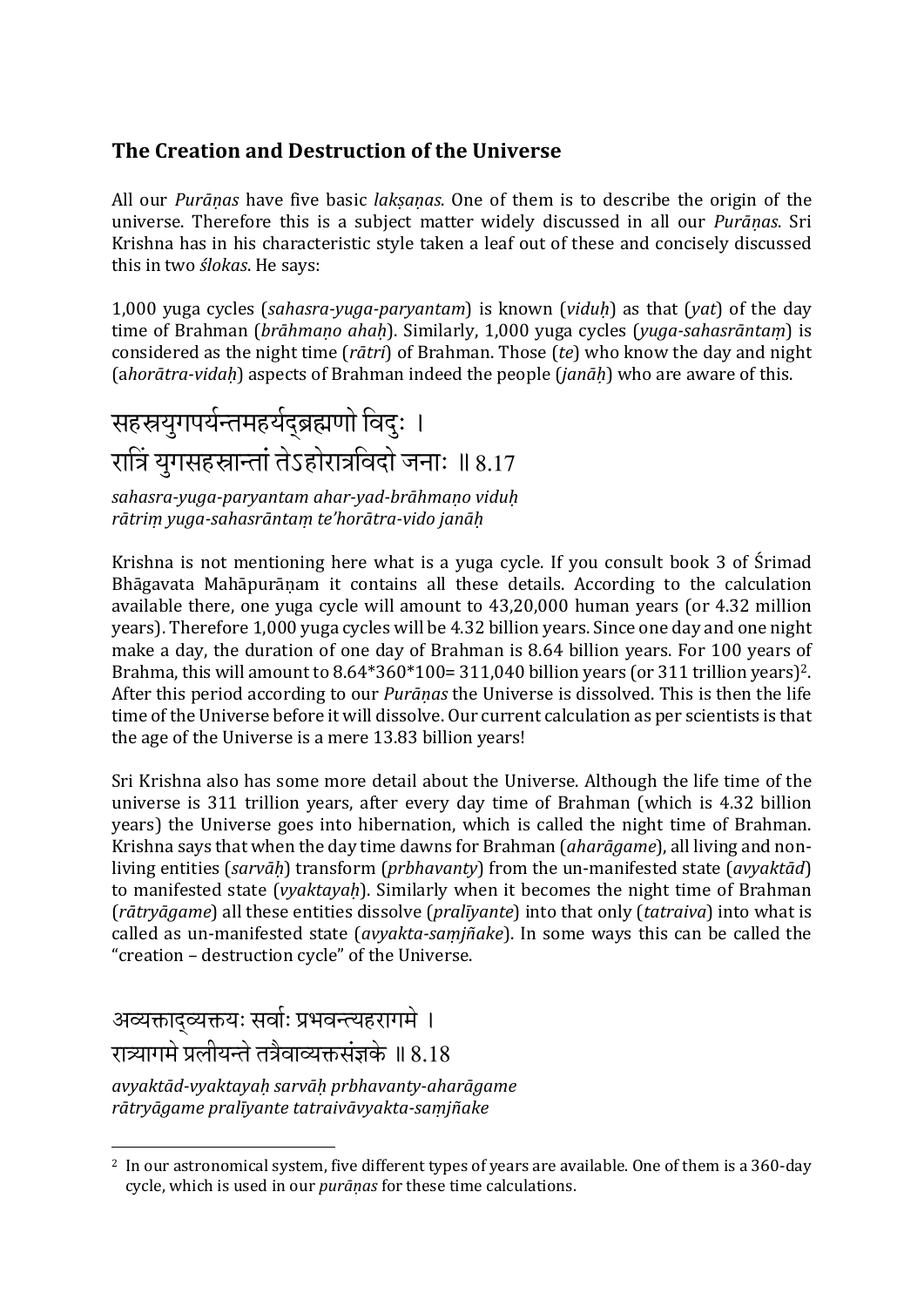### The Creation and Destruction of the Universe

All our *Purāṇas* have five basic *lakṣaṇas*. One of them is to describe the origin of the universe. Therefore this is a subject matter widely discussed in all our *Purāṇas*. Sri Krishna has in his characteristic style taken a leaf out of these and concisely discussed this in two *ślokas*. He says:

1,000 yuga cycles (*sahasra-yuga-paryantam*) is known (*viduḥ*) as that (*yat*) of the day time of Brahman (*brāhmaṇo ahaḥ*). Similarly, 1,000 yuga cycles (*yuga-sahasrāntaṃ*) is considered as the night time (*rātrí*) of Brahman. Those (*te*) who know the day and night (*ahorātra-vidaḥ*) aspects of Brahman indeed the people (*janāḥ*) who are aware of this.

सहस्रयुगपर्यन्तमहर्यद्ब्रह्मणो विदुः ।
रात्रिं युगसहस्रान्तां तेऽहोरात्रविदो जनाः ॥ 8.17

*sahasra-yuga-paryantam ahar-yad-brāhmaṇo viduḥ*
*rātriṃ yuga-sahasrāntaṃ te'horātra-vido janāḥ*

Krishna is not mentioning here what is a yuga cycle. If you consult book 3 of Śrimad Bhāgavata Mahāpurāṇam it contains all these details. According to the calculation available there, one yuga cycle will amount to 43,20,000 human years (or 4.32 million years). Therefore 1,000 yuga cycles will be 4.32 billion years. Since one day and one night make a day, the duration of one day of Brahman is 8.64 billion years. For 100 years of Brahma, this will amount to 8.64*360*100= 311,040 billion years (or 311 trillion years)[2]. After this period according to our *Purāṇas* the Universe is dissolved. This is then the life time of the Universe before it will dissolve. Our current calculation as per scientists is that the age of the Universe is a mere 13.83 billion years!

Sri Krishna also has some more detail about the Universe. Although the life time of the universe is 311 trillion years, after every day time of Brahman (which is 4.32 billion years) the Universe goes into hibernation, which is called the night time of Brahman. Krishna says that when the day time dawns for Brahman (*aharāgame*), all living and non-living entities (*sarvāḥ*) transform (*prbhavanty*) from the un-manifested state (*avyaktād*) to manifested state (*vyaktayaḥ*). Similarly when it becomes the night time of Brahman (*rātryāgame*) all these entities dissolve (*pralīyante*) into that only (*tatraiva*) into what is called as un-manifested state (*avyakta-saṃjñake*). In some ways this can be called the "creation – destruction cycle" of the Universe.

अव्यक्ताद्व्यक्तयः सर्वाः प्रभवन्त्यहरागमे ।
रात्र्यागमे प्रलीयन्ते तत्रैवाव्यक्तसंज्ञके ॥ 8.18

*avyaktād-vyaktayaḥ sarvāḥ prbhavanty-aharāgame*
*rātryāgame pralīyante tatraivāvyakta-saṃjñake*

---

[2] In our astronomical system, five different types of years are available. One of them is a 360-day cycle, which is used in our *purāṇas* for these time calculations.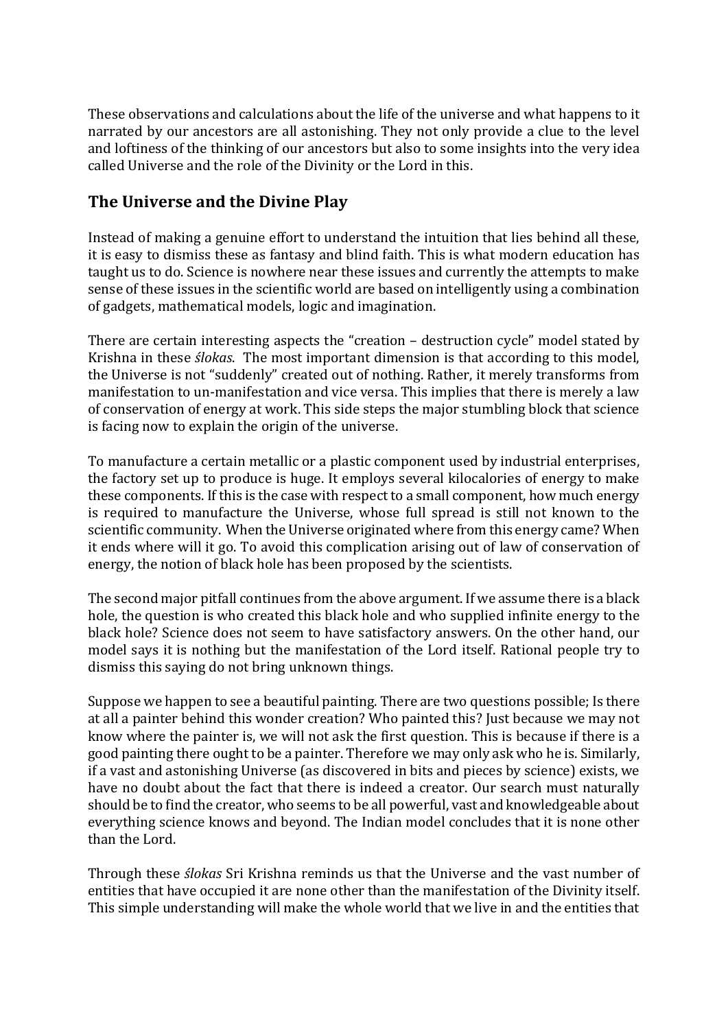These observations and calculations about the life of the universe and what happens to it narrated by our ancestors are all astonishing. They not only provide a clue to the level and loftiness of the thinking of our ancestors but also to some insights into the very idea called Universe and the role of the Divinity or the Lord in this.

## The Universe and the Divine Play

Instead of making a genuine effort to understand the intuition that lies behind all these, it is easy to dismiss these as fantasy and blind faith. This is what modern education has taught us to do. Science is nowhere near these issues and currently the attempts to make sense of these issues in the scientific world are based on intelligently using a combination of gadgets, mathematical models, logic and imagination.

There are certain interesting aspects the "creation – destruction cycle" model stated by Krishna in these *ślokas*. The most important dimension is that according to this model, the Universe is not "suddenly" created out of nothing. Rather, it merely transforms from manifestation to un-manifestation and vice versa. This implies that there is merely a law of conservation of energy at work. This side steps the major stumbling block that science is facing now to explain the origin of the universe.

To manufacture a certain metallic or a plastic component used by industrial enterprises, the factory set up to produce is huge. It employs several kilocalories of energy to make these components. If this is the case with respect to a small component, how much energy is required to manufacture the Universe, whose full spread is still not known to the scientific community. When the Universe originated where from this energy came? When it ends where will it go. To avoid this complication arising out of law of conservation of energy, the notion of black hole has been proposed by the scientists.

The second major pitfall continues from the above argument. If we assume there is a black hole, the question is who created this black hole and who supplied infinite energy to the black hole? Science does not seem to have satisfactory answers. On the other hand, our model says it is nothing but the manifestation of the Lord itself. Rational people try to dismiss this saying do not bring unknown things.

Suppose we happen to see a beautiful painting. There are two questions possible; Is there at all a painter behind this wonder creation? Who painted this? Just because we may not know where the painter is, we will not ask the first question. This is because if there is a good painting there ought to be a painter. Therefore we may only ask who he is. Similarly, if a vast and astonishing Universe (as discovered in bits and pieces by science) exists, we have no doubt about the fact that there is indeed a creator. Our search must naturally should be to find the creator, who seems to be all powerful, vast and knowledgeable about everything science knows and beyond. The Indian model concludes that it is none other than the Lord.

Through these *ślokas* Sri Krishna reminds us that the Universe and the vast number of entities that have occupied it are none other than the manifestation of the Divinity itself. This simple understanding will make the whole world that we live in and the entities that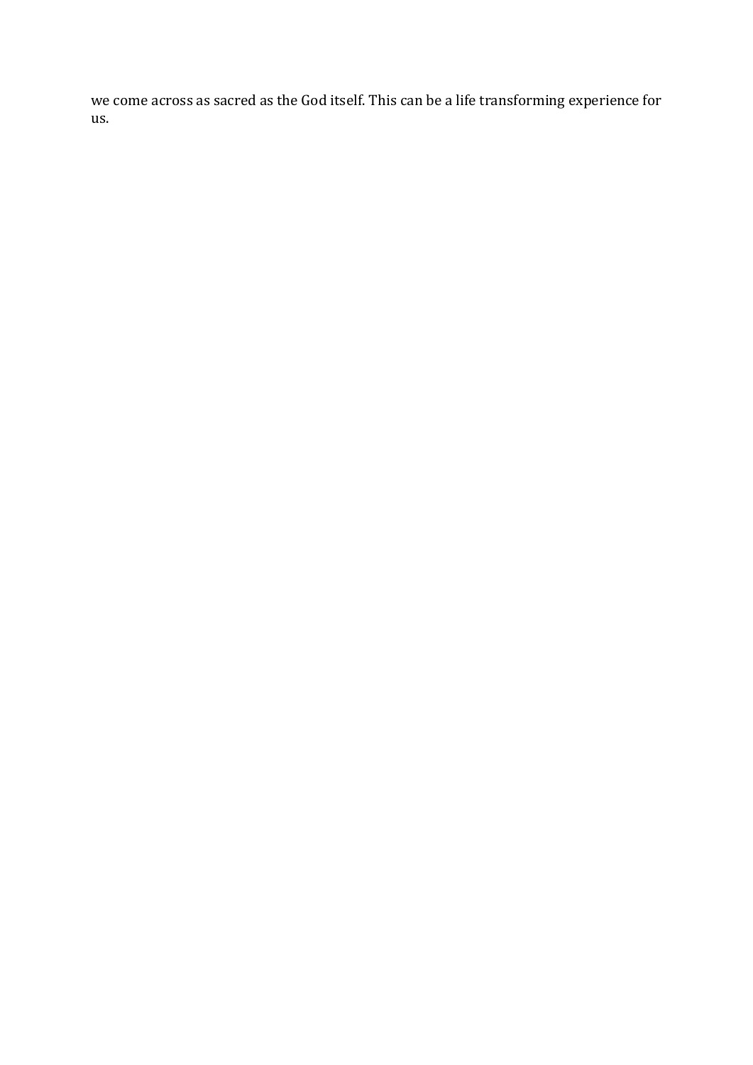we come across as sacred as the God itself. This can be a life transforming experience for us.